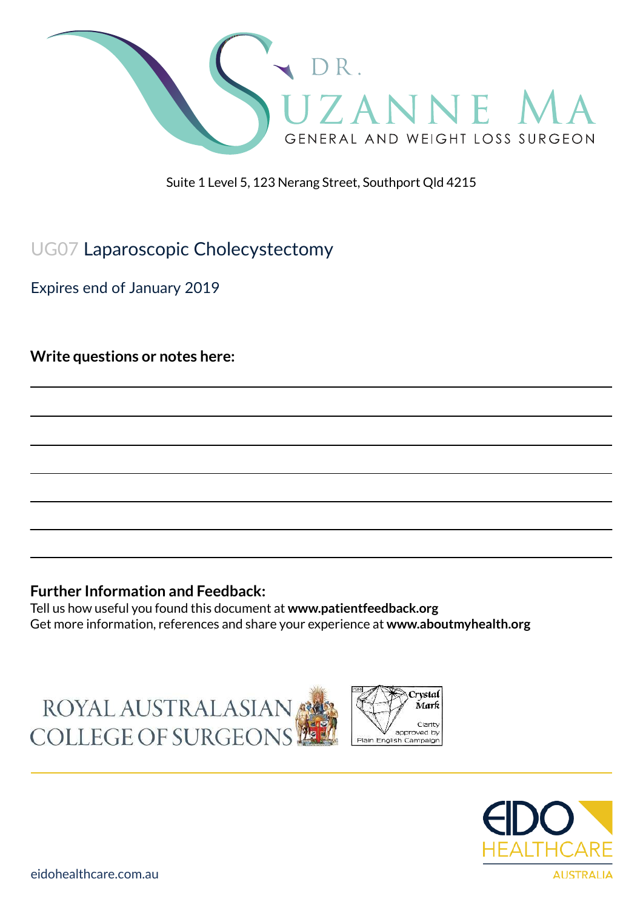DR. SUZANNE MA
GENERAL AND WEIGHT LOSS SURGEON

Suite 1 Level 5, 123 Nerang Street, Southport Qld 4215

# UG07 Laparoscopic Cholecystectomy

Expires end of January 2019

**Write questions or notes here:**

**Further Information and Feedback:**
Tell us how useful you found this document at **www.patientfeedback.org**
Get more information, references and share your experience at **www.aboutmyhealth.org**

ROYAL AUSTRALASIAN COLLEGE OF SURGEONS

Crystal Mark
Clarity approved by Plain English Campaign

EIDO HEALTHCARE AUSTRALIA

eidohealthcare.com.au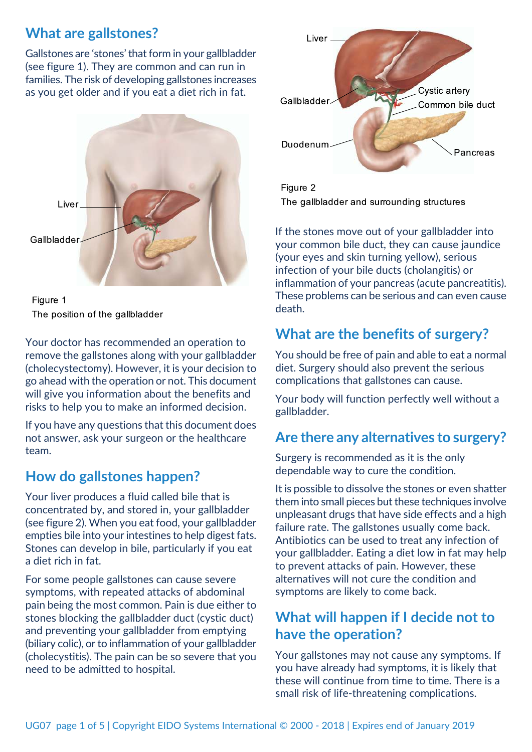## What are gallstones?

Gallstones are 'stones' that form in your gallbladder (see figure 1). They are common and can run in families. The risk of developing gallstones increases as you get older and if you eat a diet rich in fat.

Liver

Gallbladder

Figure 1
The position of the gallbladder

Your doctor has recommended an operation to remove the gallstones along with your gallbladder (cholecystectomy). However, it is your decision to go ahead with the operation or not. This document will give you information about the benefits and risks to help you to make an informed decision.

If you have any questions that this document does not answer, ask your surgeon or the healthcare team.

## How do gallstones happen?

Your liver produces a fluid called bile that is concentrated by, and stored in, your gallbladder (see figure 2). When you eat food, your gallbladder empties bile into your intestines to help digest fats. Stones can develop in bile, particularly if you eat a diet rich in fat.

For some people gallstones can cause severe symptoms, with repeated attacks of abdominal pain being the most common. Pain is due either to stones blocking the gallbladder duct (cystic duct) and preventing your gallbladder from emptying (biliary colic), or to inflammation of your gallbladder (cholecystitis). The pain can be so severe that you need to be admitted to hospital.

Liver

Gallbladder

Cystic artery

Common bile duct

Duodenum

Pancreas

Figure 2
The gallbladder and surrounding structures

If the stones move out of your gallbladder into your common bile duct, they can cause jaundice (your eyes and skin turning yellow), serious infection of your bile ducts (cholangitis) or inflammation of your pancreas (acute pancreatitis). These problems can be serious and can even cause death.

## What are the benefits of surgery?

You should be free of pain and able to eat a normal diet. Surgery should also prevent the serious complications that gallstones can cause.

Your body will function perfectly well without a gallbladder.

## Are there any alternatives to surgery?

Surgery is recommended as it is the only dependable way to cure the condition.

It is possible to dissolve the stones or even shatter them into small pieces but these techniques involve unpleasant drugs that have side effects and a high failure rate. The gallstones usually come back. Antibiotics can be used to treat any infection of your gallbladder. Eating a diet low in fat may help to prevent attacks of pain. However, these alternatives will not cure the condition and symptoms are likely to come back.

## What will happen if I decide not to have the operation?

Your gallstones may not cause any symptoms. If you have already had symptoms, it is likely that these will continue from time to time. There is a small risk of life-threatening complications.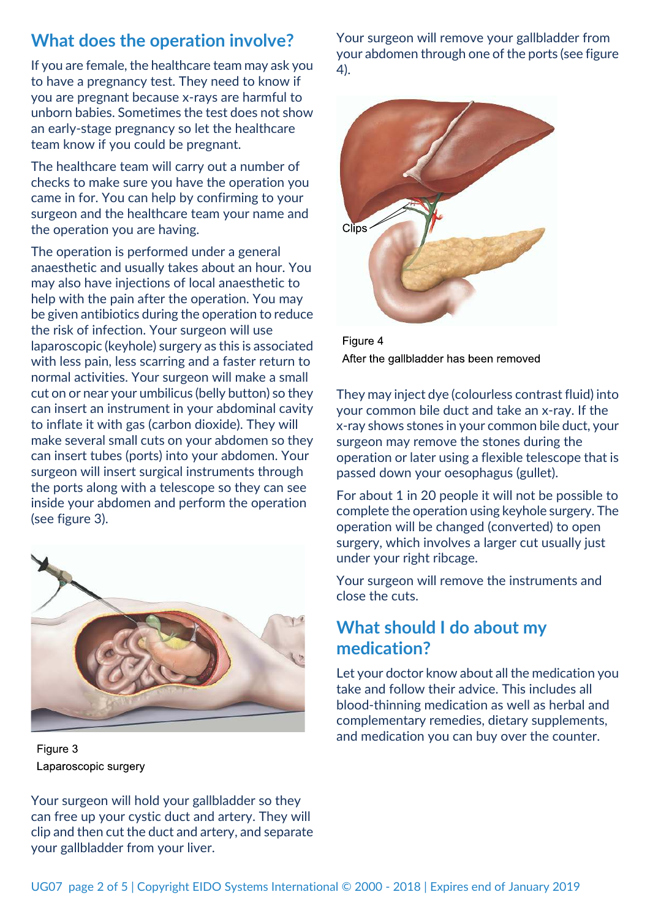## What does the operation involve?

If you are female, the healthcare team may ask you to have a pregnancy test. They need to know if you are pregnant because x-rays are harmful to unborn babies. Sometimes the test does not show an early-stage pregnancy so let the healthcare team know if you could be pregnant.

The healthcare team will carry out a number of checks to make sure you have the operation you came in for. You can help by confirming to your surgeon and the healthcare team your name and the operation you are having.

The operation is performed under a general anaesthetic and usually takes about an hour. You may also have injections of local anaesthetic to help with the pain after the operation. You may be given antibiotics during the operation to reduce the risk of infection. Your surgeon will use laparoscopic (keyhole) surgery as this is associated with less pain, less scarring and a faster return to normal activities. Your surgeon will make a small cut on or near your umbilicus (belly button) so they can insert an instrument in your abdominal cavity to inflate it with gas (carbon dioxide). They will make several small cuts on your abdomen so they can insert tubes (ports) into your abdomen. Your surgeon will insert surgical instruments through the ports along with a telescope so they can see inside your abdomen and perform the operation (see figure 3).

Figure 3
Laparoscopic surgery

Your surgeon will hold your gallbladder so they can free up your cystic duct and artery. They will clip and then cut the duct and artery, and separate your gallbladder from your liver.

Your surgeon will remove your gallbladder from your abdomen through one of the ports (see figure 4).

Figure 4
After the gallbladder has been removed

They may inject dye (colourless contrast fluid) into your common bile duct and take an x-ray. If the x-ray shows stones in your common bile duct, your surgeon may remove the stones during the operation or later using a flexible telescope that is passed down your oesophagus (gullet).

For about 1 in 20 people it will not be possible to complete the operation using keyhole surgery. The operation will be changed (converted) to open surgery, which involves a larger cut usually just under your right ribcage.

Your surgeon will remove the instruments and close the cuts.

## What should I do about my medication?

Let your doctor know about all the medication you take and follow their advice. This includes all blood-thinning medication as well as herbal and complementary remedies, dietary supplements, and medication you can buy over the counter.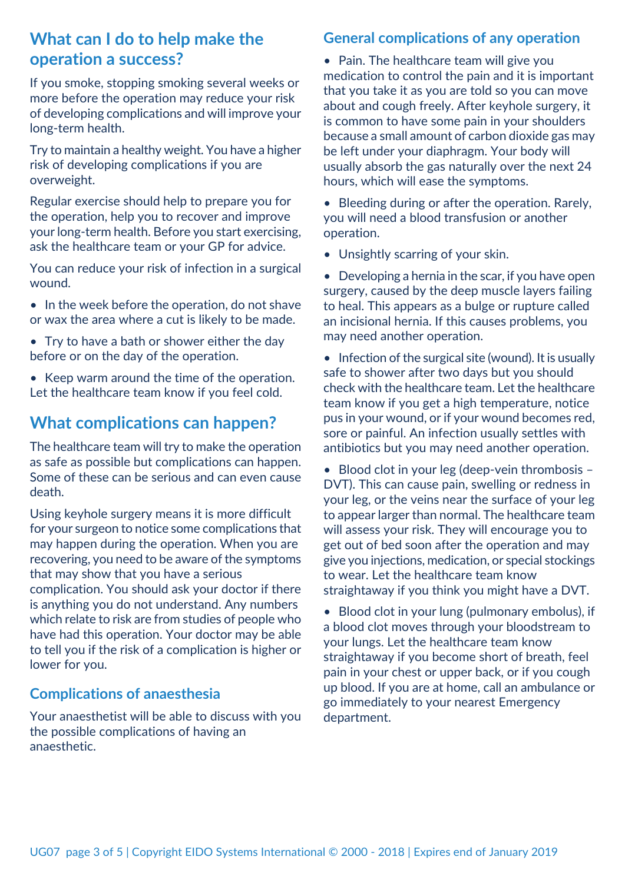## What can I do to help make the operation a success?

If you smoke, stopping smoking several weeks or more before the operation may reduce your risk of developing complications and will improve your long-term health.

Try to maintain a healthy weight. You have a higher risk of developing complications if you are overweight.

Regular exercise should help to prepare you for the operation, help you to recover and improve your long-term health. Before you start exercising, ask the healthcare team or your GP for advice.

You can reduce your risk of infection in a surgical wound.

- In the week before the operation, do not shave or wax the area where a cut is likely to be made.
- Try to have a bath or shower either the day before or on the day of the operation.
- Keep warm around the time of the operation. Let the healthcare team know if you feel cold.

## What complications can happen?

The healthcare team will try to make the operation as safe as possible but complications can happen. Some of these can be serious and can even cause death.

Using keyhole surgery means it is more difficult for your surgeon to notice some complications that may happen during the operation. When you are recovering, you need to be aware of the symptoms that may show that you have a serious complication. You should ask your doctor if there is anything you do not understand. Any numbers which relate to risk are from studies of people who have had this operation. Your doctor may be able to tell you if the risk of a complication is higher or lower for you.

### Complications of anaesthesia

Your anaesthetist will be able to discuss with you the possible complications of having an anaesthetic.

### General complications of any operation

- Pain. The healthcare team will give you medication to control the pain and it is important that you take it as you are told so you can move about and cough freely. After keyhole surgery, it is common to have some pain in your shoulders because a small amount of carbon dioxide gas may be left under your diaphragm. Your body will usually absorb the gas naturally over the next 24 hours, which will ease the symptoms.
- Bleeding during or after the operation. Rarely, you will need a blood transfusion or another operation.
- Unsightly scarring of your skin.
- Developing a hernia in the scar, if you have open surgery, caused by the deep muscle layers failing to heal. This appears as a bulge or rupture called an incisional hernia. If this causes problems, you may need another operation.
- Infection of the surgical site (wound). It is usually safe to shower after two days but you should check with the healthcare team. Let the healthcare team know if you get a high temperature, notice pus in your wound, or if your wound becomes red, sore or painful. An infection usually settles with antibiotics but you may need another operation.
- Blood clot in your leg (deep-vein thrombosis – DVT). This can cause pain, swelling or redness in your leg, or the veins near the surface of your leg to appear larger than normal. The healthcare team will assess your risk. They will encourage you to get out of bed soon after the operation and may give you injections, medication, or special stockings to wear. Let the healthcare team know straightaway if you think you might have a DVT.
- Blood clot in your lung (pulmonary embolus), if a blood clot moves through your bloodstream to your lungs. Let the healthcare team know straightaway if you become short of breath, feel pain in your chest or upper back, or if you cough up blood. If you are at home, call an ambulance or go immediately to your nearest Emergency department.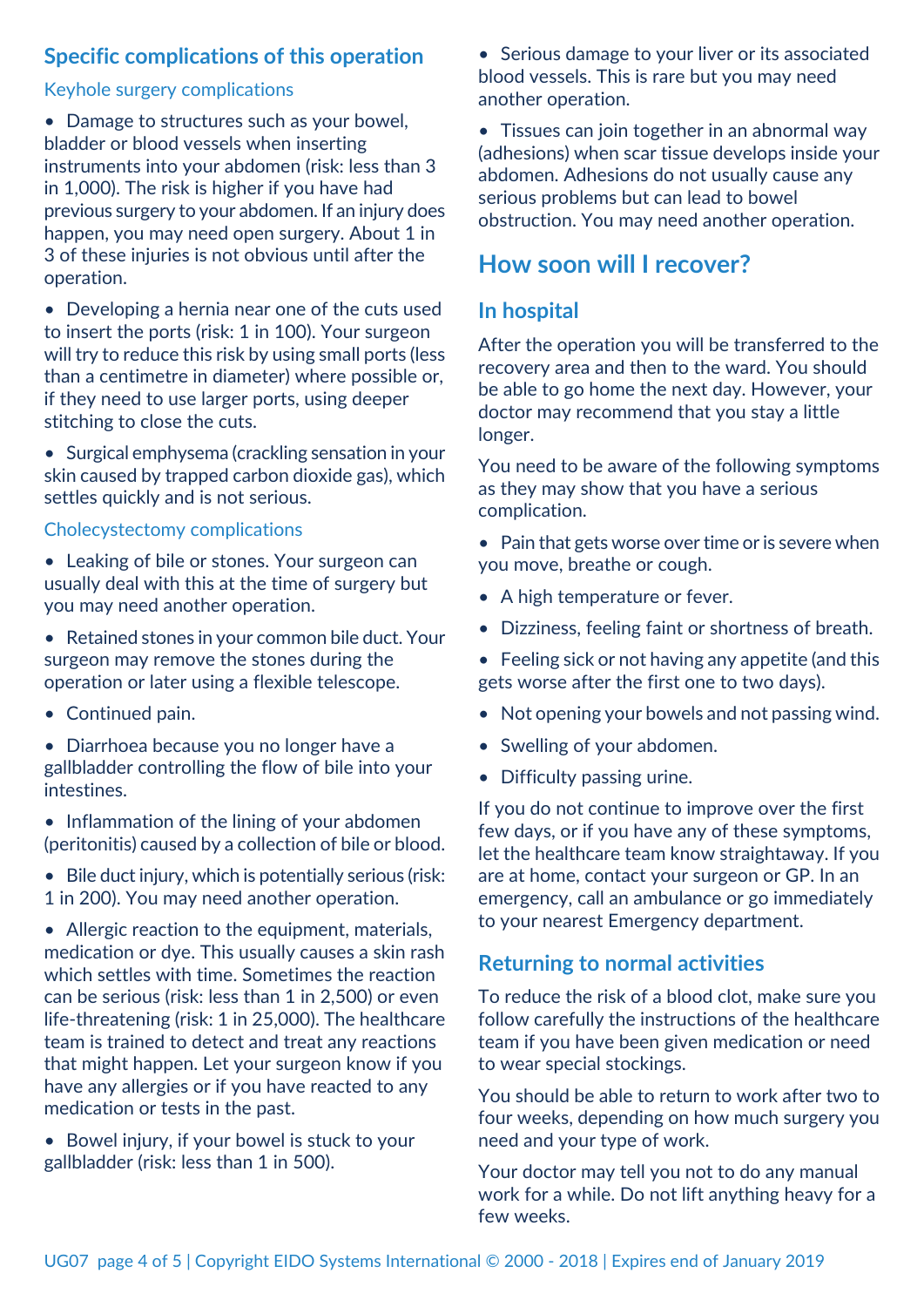## Specific complications of this operation

### Keyhole surgery complications

- Damage to structures such as your bowel, bladder or blood vessels when inserting instruments into your abdomen (risk: less than 3 in 1,000). The risk is higher if you have had previous surgery to your abdomen. If an injury does happen, you may need open surgery. About 1 in 3 of these injuries is not obvious until after the operation.
- Developing a hernia near one of the cuts used to insert the ports (risk: 1 in 100). Your surgeon will try to reduce this risk by using small ports (less than a centimetre in diameter) where possible or, if they need to use larger ports, using deeper stitching to close the cuts.
- Surgical emphysema (crackling sensation in your skin caused by trapped carbon dioxide gas), which settles quickly and is not serious.

### Cholecystectomy complications

- Leaking of bile or stones. Your surgeon can usually deal with this at the time of surgery but you may need another operation.
- Retained stones in your common bile duct. Your surgeon may remove the stones during the operation or later using a flexible telescope.
- Continued pain.
- Diarrhoea because you no longer have a gallbladder controlling the flow of bile into your intestines.
- Inflammation of the lining of your abdomen (peritonitis) caused by a collection of bile or blood.
- Bile duct injury, which is potentially serious (risk: 1 in 200). You may need another operation.
- Allergic reaction to the equipment, materials, medication or dye. This usually causes a skin rash which settles with time. Sometimes the reaction can be serious (risk: less than 1 in 2,500) or even life-threatening (risk: 1 in 25,000). The healthcare team is trained to detect and treat any reactions that might happen. Let your surgeon know if you have any allergies or if you have reacted to any medication or tests in the past.
- Bowel injury, if your bowel is stuck to your gallbladder (risk: less than 1 in 500).
- Serious damage to your liver or its associated blood vessels. This is rare but you may need another operation.
- Tissues can join together in an abnormal way (adhesions) when scar tissue develops inside your abdomen. Adhesions do not usually cause any serious problems but can lead to bowel obstruction. You may need another operation.

## How soon will I recover?

### In hospital

After the operation you will be transferred to the recovery area and then to the ward. You should be able to go home the next day. However, your doctor may recommend that you stay a little longer.

You need to be aware of the following symptoms as they may show that you have a serious complication.

- Pain that gets worse over time or is severe when you move, breathe or cough.
- A high temperature or fever.
- Dizziness, feeling faint or shortness of breath.
- Feeling sick or not having any appetite (and this gets worse after the first one to two days).
- Not opening your bowels and not passing wind.
- Swelling of your abdomen.
- Difficulty passing urine.

If you do not continue to improve over the first few days, or if you have any of these symptoms, let the healthcare team know straightaway. If you are at home, contact your surgeon or GP. In an emergency, call an ambulance or go immediately to your nearest Emergency department.

### Returning to normal activities

To reduce the risk of a blood clot, make sure you follow carefully the instructions of the healthcare team if you have been given medication or need to wear special stockings.

You should be able to return to work after two to four weeks, depending on how much surgery you need and your type of work.

Your doctor may tell you not to do any manual work for a while. Do not lift anything heavy for a few weeks.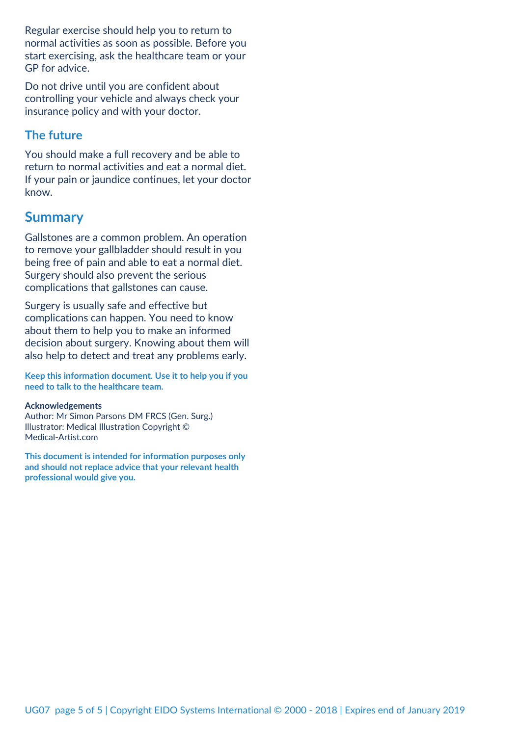Regular exercise should help you to return to normal activities as soon as possible. Before you start exercising, ask the healthcare team or your GP for advice.

Do not drive until you are confident about controlling your vehicle and always check your insurance policy and with your doctor.

### The future

You should make a full recovery and be able to return to normal activities and eat a normal diet. If your pain or jaundice continues, let your doctor know.

## Summary

Gallstones are a common problem. An operation to remove your gallbladder should result in you being free of pain and able to eat a normal diet. Surgery should also prevent the serious complications that gallstones can cause.

Surgery is usually safe and effective but complications can happen. You need to know about them to help you to make an informed decision about surgery. Knowing about them will also help to detect and treat any problems early.

**Keep this information document. Use it to help you if you need to talk to the healthcare team.**

**Acknowledgements**
Author: Mr Simon Parsons DM FRCS (Gen. Surg.)
Illustrator: Medical Illustration Copyright © Medical-Artist.com

**This document is intended for information purposes only and should not replace advice that your relevant health professional would give you.**